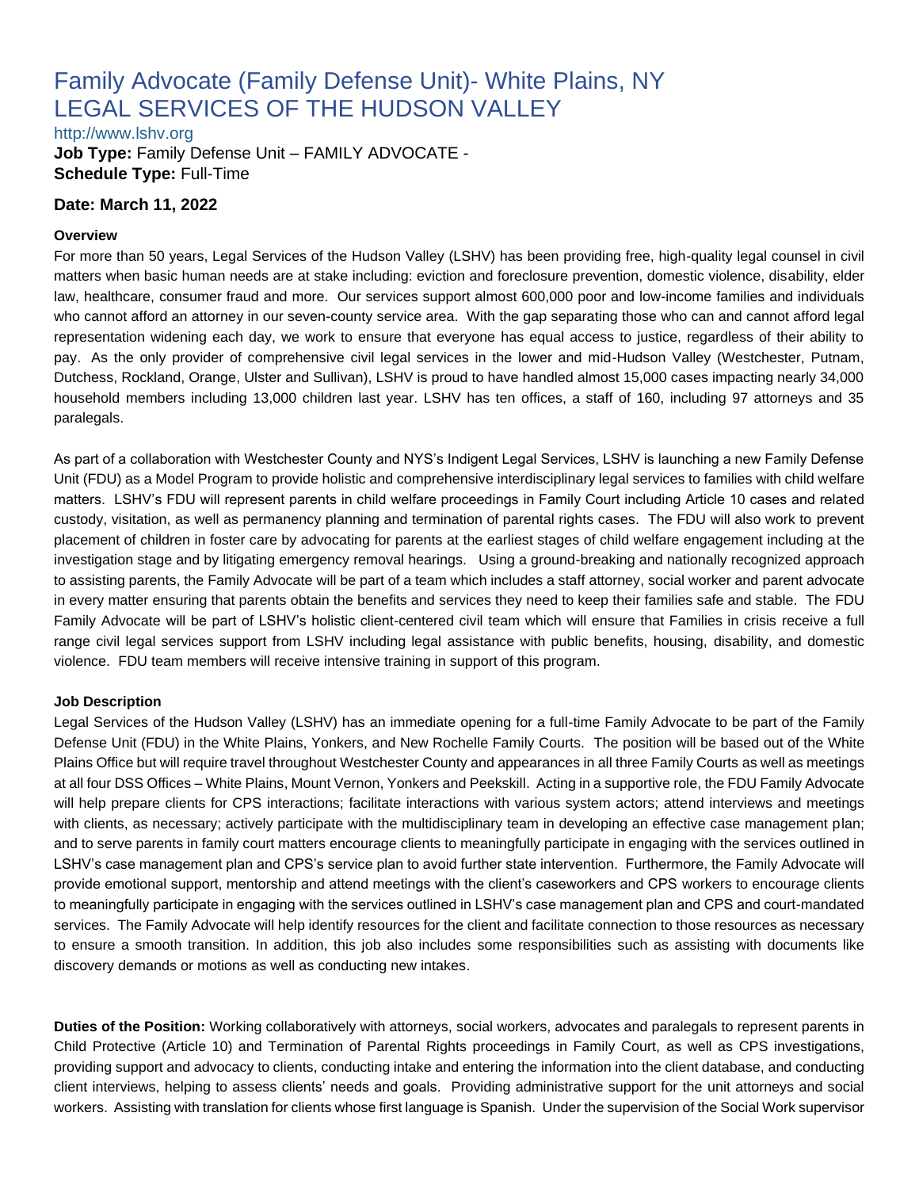# Family Advocate (Family Defense Unit)- White Plains, NY
# LEGAL SERVICES OF THE HUDSON VALLEY

http://www.lshv.org

**Job Type:** Family Defense Unit – FAMILY ADVOCATE -
**Schedule Type:** Full-Time

### Date: March 11, 2022

#### Overview

For more than 50 years, Legal Services of the Hudson Valley (LSHV) has been providing free, high-quality legal counsel in civil matters when basic human needs are at stake including: eviction and foreclosure prevention, domestic violence, disability, elder law, healthcare, consumer fraud and more. Our services support almost 600,000 poor and low-income families and individuals who cannot afford an attorney in our seven-county service area. With the gap separating those who can and cannot afford legal representation widening each day, we work to ensure that everyone has equal access to justice, regardless of their ability to pay. As the only provider of comprehensive civil legal services in the lower and mid-Hudson Valley (Westchester, Putnam, Dutchess, Rockland, Orange, Ulster and Sullivan), LSHV is proud to have handled almost 15,000 cases impacting nearly 34,000 household members including 13,000 children last year. LSHV has ten offices, a staff of 160, including 97 attorneys and 35 paralegals.

As part of a collaboration with Westchester County and NYS's Indigent Legal Services, LSHV is launching a new Family Defense Unit (FDU) as a Model Program to provide holistic and comprehensive interdisciplinary legal services to families with child welfare matters. LSHV's FDU will represent parents in child welfare proceedings in Family Court including Article 10 cases and related custody, visitation, as well as permanency planning and termination of parental rights cases. The FDU will also work to prevent placement of children in foster care by advocating for parents at the earliest stages of child welfare engagement including at the investigation stage and by litigating emergency removal hearings. Using a ground-breaking and nationally recognized approach to assisting parents, the Family Advocate will be part of a team which includes a staff attorney, social worker and parent advocate in every matter ensuring that parents obtain the benefits and services they need to keep their families safe and stable. The FDU Family Advocate will be part of LSHV's holistic client-centered civil team which will ensure that Families in crisis receive a full range civil legal services support from LSHV including legal assistance with public benefits, housing, disability, and domestic violence. FDU team members will receive intensive training in support of this program.

#### Job Description

Legal Services of the Hudson Valley (LSHV) has an immediate opening for a full-time Family Advocate to be part of the Family Defense Unit (FDU) in the White Plains, Yonkers, and New Rochelle Family Courts. The position will be based out of the White Plains Office but will require travel throughout Westchester County and appearances in all three Family Courts as well as meetings at all four DSS Offices – White Plains, Mount Vernon, Yonkers and Peekskill. Acting in a supportive role, the FDU Family Advocate will help prepare clients for CPS interactions; facilitate interactions with various system actors; attend interviews and meetings with clients, as necessary; actively participate with the multidisciplinary team in developing an effective case management plan; and to serve parents in family court matters encourage clients to meaningfully participate in engaging with the services outlined in LSHV's case management plan and CPS's service plan to avoid further state intervention. Furthermore, the Family Advocate will provide emotional support, mentorship and attend meetings with the client's caseworkers and CPS workers to encourage clients to meaningfully participate in engaging with the services outlined in LSHV's case management plan and CPS and court-mandated services. The Family Advocate will help identify resources for the client and facilitate connection to those resources as necessary to ensure a smooth transition. In addition, this job also includes some responsibilities such as assisting with documents like discovery demands or motions as well as conducting new intakes.

**Duties of the Position:** Working collaboratively with attorneys, social workers, advocates and paralegals to represent parents in Child Protective (Article 10) and Termination of Parental Rights proceedings in Family Court, as well as CPS investigations, providing support and advocacy to clients, conducting intake and entering the information into the client database, and conducting client interviews, helping to assess clients' needs and goals. Providing administrative support for the unit attorneys and social workers. Assisting with translation for clients whose first language is Spanish. Under the supervision of the Social Work supervisor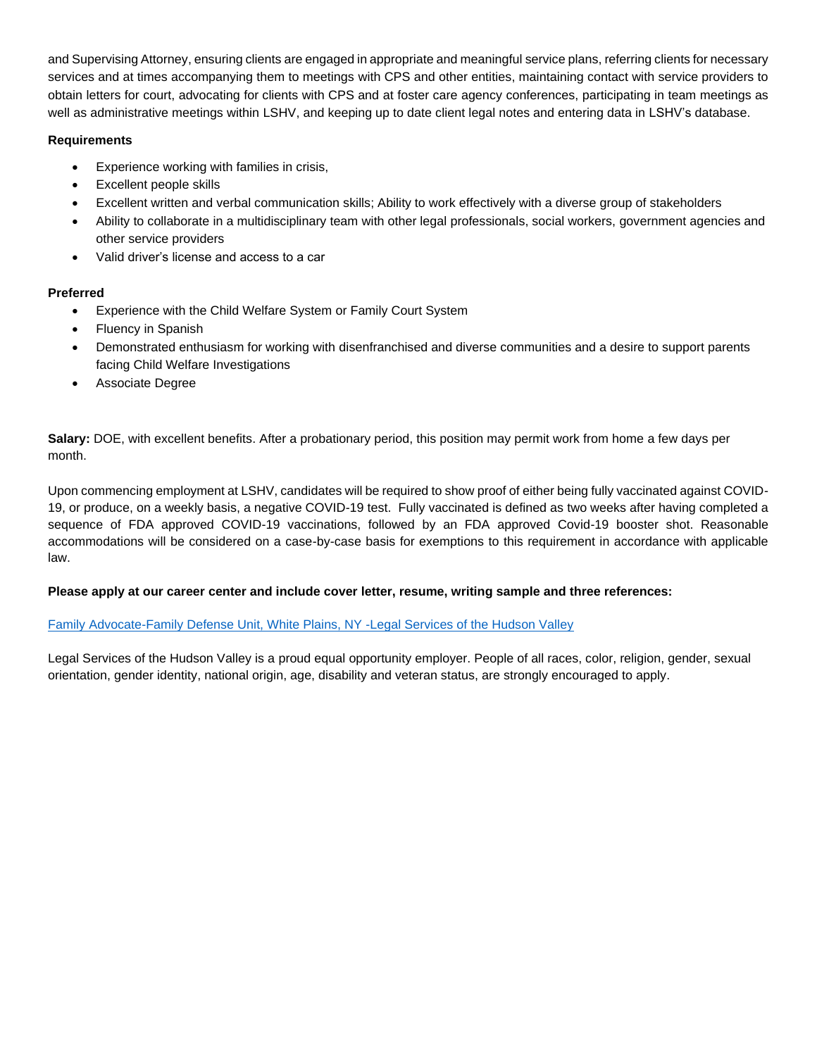and Supervising Attorney, ensuring clients are engaged in appropriate and meaningful service plans, referring clients for necessary services and at times accompanying them to meetings with CPS and other entities, maintaining contact with service providers to obtain letters for court, advocating for clients with CPS and at foster care agency conferences, participating in team meetings as well as administrative meetings within LSHV, and keeping up to date client legal notes and entering data in LSHV's database.

**Requirements**

- Experience working with families in crisis,
- Excellent people skills
- Excellent written and verbal communication skills; Ability to work effectively with a diverse group of stakeholders
- Ability to collaborate in a multidisciplinary team with other legal professionals, social workers, government agencies and other service providers
- Valid driver's license and access to a car

**Preferred**

- Experience with the Child Welfare System or Family Court System
- Fluency in Spanish
- Demonstrated enthusiasm for working with disenfranchised and diverse communities and a desire to support parents facing Child Welfare Investigations
- Associate Degree

**Salary:** DOE, with excellent benefits. After a probationary period, this position may permit work from home a few days per month.

Upon commencing employment at LSHV, candidates will be required to show proof of either being fully vaccinated against COVID-19, or produce, on a weekly basis, a negative COVID-19 test. Fully vaccinated is defined as two weeks after having completed a sequence of FDA approved COVID-19 vaccinations, followed by an FDA approved Covid-19 booster shot. Reasonable accommodations will be considered on a case-by-case basis for exemptions to this requirement in accordance with applicable law.

**Please apply at our career center and include cover letter, resume, writing sample and three references:**

[Family Advocate-Family Defense Unit, White Plains, NY -Legal Services of the Hudson Valley]

Legal Services of the Hudson Valley is a proud equal opportunity employer. People of all races, color, religion, gender, sexual orientation, gender identity, national origin, age, disability and veteran status, are strongly encouraged to apply.